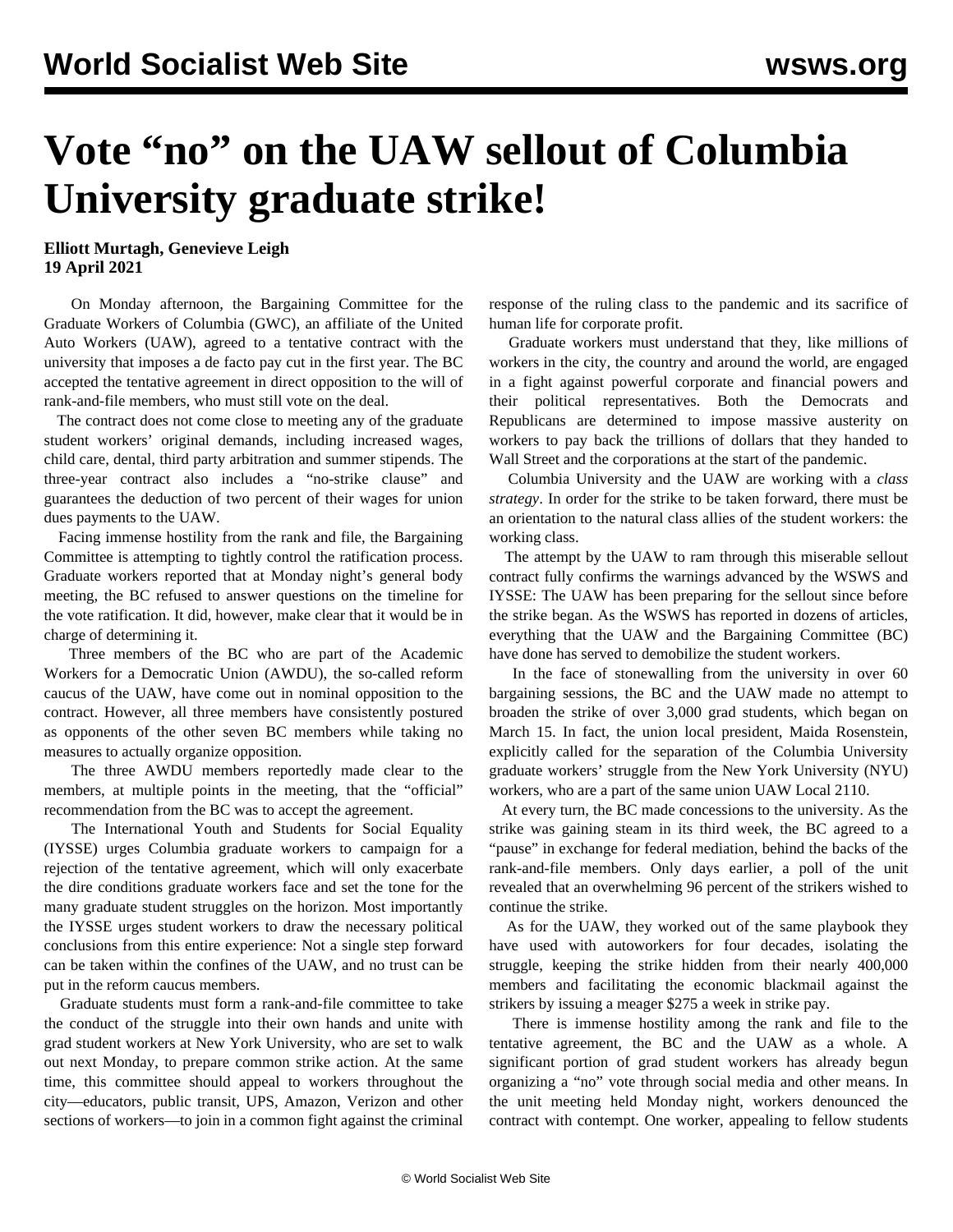# Vote "no" on the UAW sellout of Columbia University graduate strike!

**Elliott Murtagh, Genevieve Leigh**
**19 April 2021**

On Monday afternoon, the Bargaining Committee for the Graduate Workers of Columbia (GWC), an affiliate of the United Auto Workers (UAW), agreed to a tentative contract with the university that imposes a de facto pay cut in the first year. The BC accepted the tentative agreement in direct opposition to the will of rank-and-file members, who must still vote on the deal.

The contract does not come close to meeting any of the graduate student workers' original demands, including increased wages, child care, dental, third party arbitration and summer stipends. The three-year contract also includes a "no-strike clause" and guarantees the deduction of two percent of their wages for union dues payments to the UAW.

Facing immense hostility from the rank and file, the Bargaining Committee is attempting to tightly control the ratification process. Graduate workers reported that at Monday night's general body meeting, the BC refused to answer questions on the timeline for the vote ratification. It did, however, make clear that it would be in charge of determining it.

Three members of the BC who are part of the Academic Workers for a Democratic Union (AWDU), the so-called reform caucus of the UAW, have come out in nominal opposition to the contract. However, all three members have consistently postured as opponents of the other seven BC members while taking no measures to actually organize opposition.

The three AWDU members reportedly made clear to the members, at multiple points in the meeting, that the "official" recommendation from the BC was to accept the agreement.

The International Youth and Students for Social Equality (IYSSE) urges Columbia graduate workers to campaign for a rejection of the tentative agreement, which will only exacerbate the dire conditions graduate workers face and set the tone for the many graduate student struggles on the horizon. Most importantly the IYSSE urges student workers to draw the necessary political conclusions from this entire experience: Not a single step forward can be taken within the confines of the UAW, and no trust can be put in the reform caucus members.

Graduate students must form a rank-and-file committee to take the conduct of the struggle into their own hands and unite with grad student workers at New York University, who are set to walk out next Monday, to prepare common strike action. At the same time, this committee should appeal to workers throughout the city—educators, public transit, UPS, Amazon, Verizon and other sections of workers—to join in a common fight against the criminal response of the ruling class to the pandemic and its sacrifice of human life for corporate profit.

Graduate workers must understand that they, like millions of workers in the city, the country and around the world, are engaged in a fight against powerful corporate and financial powers and their political representatives. Both the Democrats and Republicans are determined to impose massive austerity on workers to pay back the trillions of dollars that they handed to Wall Street and the corporations at the start of the pandemic.

Columbia University and the UAW are working with a *class strategy*. In order for the strike to be taken forward, there must be an orientation to the natural class allies of the student workers: the working class.

The attempt by the UAW to ram through this miserable sellout contract fully confirms the warnings advanced by the WSWS and IYSSE: The UAW has been preparing for the sellout since before the strike began. As the WSWS has reported in dozens of articles, everything that the UAW and the Bargaining Committee (BC) have done has served to demobilize the student workers.

In the face of stonewalling from the university in over 60 bargaining sessions, the BC and the UAW made no attempt to broaden the strike of over 3,000 grad students, which began on March 15. In fact, the union local president, Maida Rosenstein, explicitly called for the separation of the Columbia University graduate workers' struggle from the New York University (NYU) workers, who are a part of the same union UAW Local 2110.

At every turn, the BC made concessions to the university. As the strike was gaining steam in its third week, the BC agreed to a "pause" in exchange for federal mediation, behind the backs of the rank-and-file members. Only days earlier, a poll of the unit revealed that an overwhelming 96 percent of the strikers wished to continue the strike.

As for the UAW, they worked out of the same playbook they have used with autoworkers for four decades, isolating the struggle, keeping the strike hidden from their nearly 400,000 members and facilitating the economic blackmail against the strikers by issuing a meager $275 a week in strike pay.

There is immense hostility among the rank and file to the tentative agreement, the BC and the UAW as a whole. A significant portion of grad student workers has already begun organizing a "no" vote through social media and other means. In the unit meeting held Monday night, workers denounced the contract with contempt. One worker, appealing to fellow students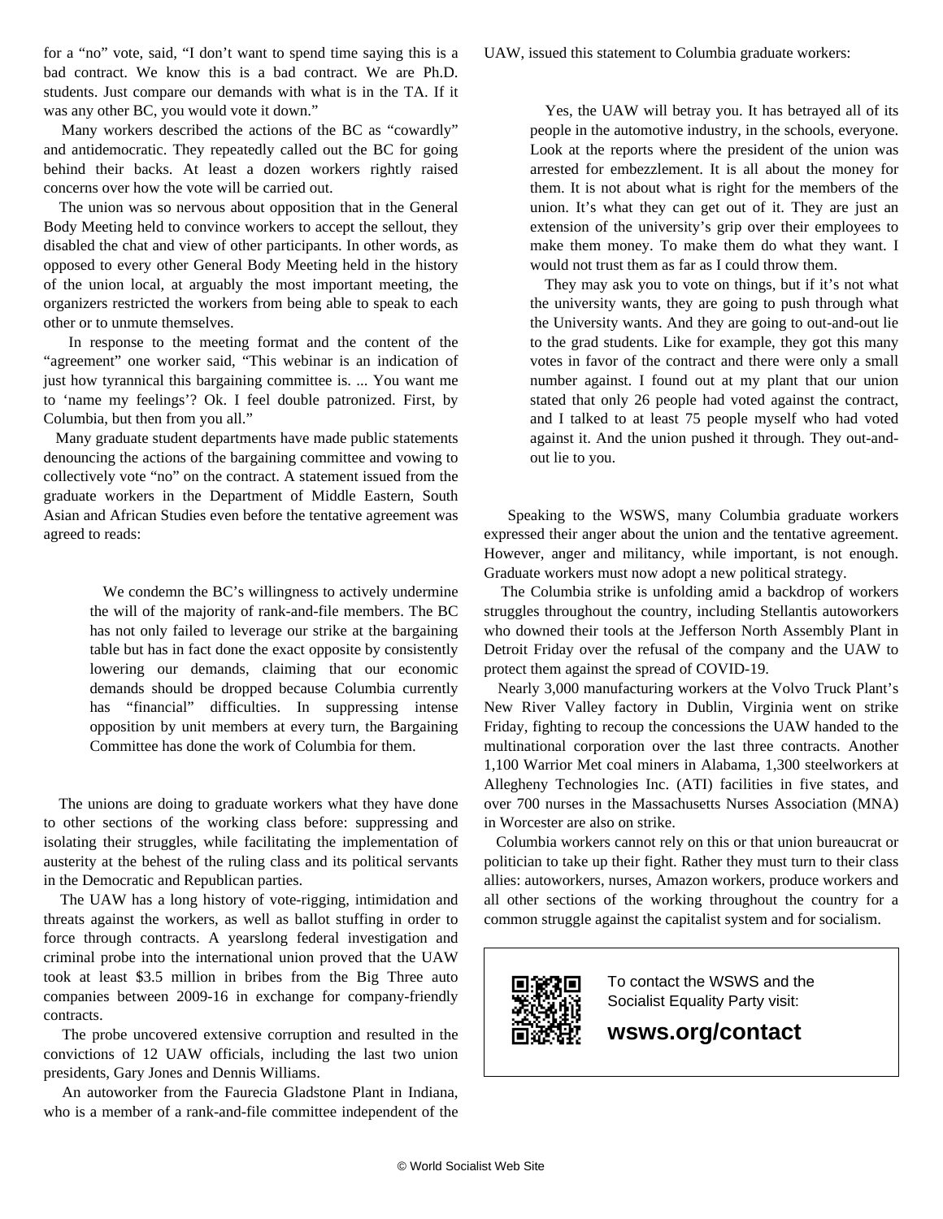for a "no" vote, said, "I don't want to spend time saying this is a bad contract. We know this is a bad contract. We are Ph.D. students. Just compare our demands with what is in the TA. If it was any other BC, you would vote it down."

Many workers described the actions of the BC as "cowardly" and antidemocratic. They repeatedly called out the BC for going behind their backs. At least a dozen workers rightly raised concerns over how the vote will be carried out.

The union was so nervous about opposition that in the General Body Meeting held to convince workers to accept the sellout, they disabled the chat and view of other participants. In other words, as opposed to every other General Body Meeting held in the history of the union local, at arguably the most important meeting, the organizers restricted the workers from being able to speak to each other or to unmute themselves.

In response to the meeting format and the content of the "agreement" one worker said, "This webinar is an indication of just how tyrannical this bargaining committee is. ... You want me to 'name my feelings'? Ok. I feel double patronized. First, by Columbia, but then from you all."

Many graduate student departments have made public statements denouncing the actions of the bargaining committee and vowing to collectively vote "no" on the contract. A statement issued from the graduate workers in the Department of Middle Eastern, South Asian and African Studies even before the tentative agreement was agreed to reads:

> We condemn the BC's willingness to actively undermine the will of the majority of rank-and-file members. The BC has not only failed to leverage our strike at the bargaining table but has in fact done the exact opposite by consistently lowering our demands, claiming that our economic demands should be dropped because Columbia currently has "financial" difficulties. In suppressing intense opposition by unit members at every turn, the Bargaining Committee has done the work of Columbia for them.

The unions are doing to graduate workers what they have done to other sections of the working class before: suppressing and isolating their struggles, while facilitating the implementation of austerity at the behest of the ruling class and its political servants in the Democratic and Republican parties.

The UAW has a long history of vote-rigging, intimidation and threats against the workers, as well as ballot stuffing in order to force through contracts. A yearslong federal investigation and criminal probe into the international union proved that the UAW took at least $3.5 million in bribes from the Big Three auto companies between 2009-16 in exchange for company-friendly contracts.

The probe uncovered extensive corruption and resulted in the convictions of 12 UAW officials, including the last two union presidents, Gary Jones and Dennis Williams.

An autoworker from the Faurecia Gladstone Plant in Indiana, who is a member of a rank-and-file committee independent of the UAW, issued this statement to Columbia graduate workers:

> Yes, the UAW will betray you. It has betrayed all of its people in the automotive industry, in the schools, everyone. Look at the reports where the president of the union was arrested for embezzlement. It is all about the money for them. It is not about what is right for the members of the union. It's what they can get out of it. They are just an extension of the university's grip over their employees to make them money. To make them do what they want. I would not trust them as far as I could throw them.
>
> They may ask you to vote on things, but if it's not what the university wants, they are going to push through what the University wants. And they are going to out-and-out lie to the grad students. Like for example, they got this many votes in favor of the contract and there were only a small number against. I found out at my plant that our union stated that only 26 people had voted against the contract, and I talked to at least 75 people myself who had voted against it. And the union pushed it through. They out-and-out lie to you.

Speaking to the WSWS, many Columbia graduate workers expressed their anger about the union and the tentative agreement. However, anger and militancy, while important, is not enough. Graduate workers must now adopt a new political strategy.

The Columbia strike is unfolding amid a backdrop of workers struggles throughout the country, including Stellantis autoworkers who downed their tools at the Jefferson North Assembly Plant in Detroit Friday over the refusal of the company and the UAW to protect them against the spread of COVID-19.

Nearly 3,000 manufacturing workers at the Volvo Truck Plant's New River Valley factory in Dublin, Virginia went on strike Friday, fighting to recoup the concessions the UAW handed to the multinational corporation over the last three contracts. Another 1,100 Warrior Met coal miners in Alabama, 1,300 steelworkers at Allegheny Technologies Inc. (ATI) facilities in five states, and over 700 nurses in the Massachusetts Nurses Association (MNA) in Worcester are also on strike.

Columbia workers cannot rely on this or that union bureaucrat or politician to take up their fight. Rather they must turn to their class allies: autoworkers, nurses, Amazon workers, produce workers and all other sections of the working throughout the country for a common struggle against the capitalist system and for socialism.

To contact the WSWS and the Socialist Equality Party visit:

**wsws.org/contact**